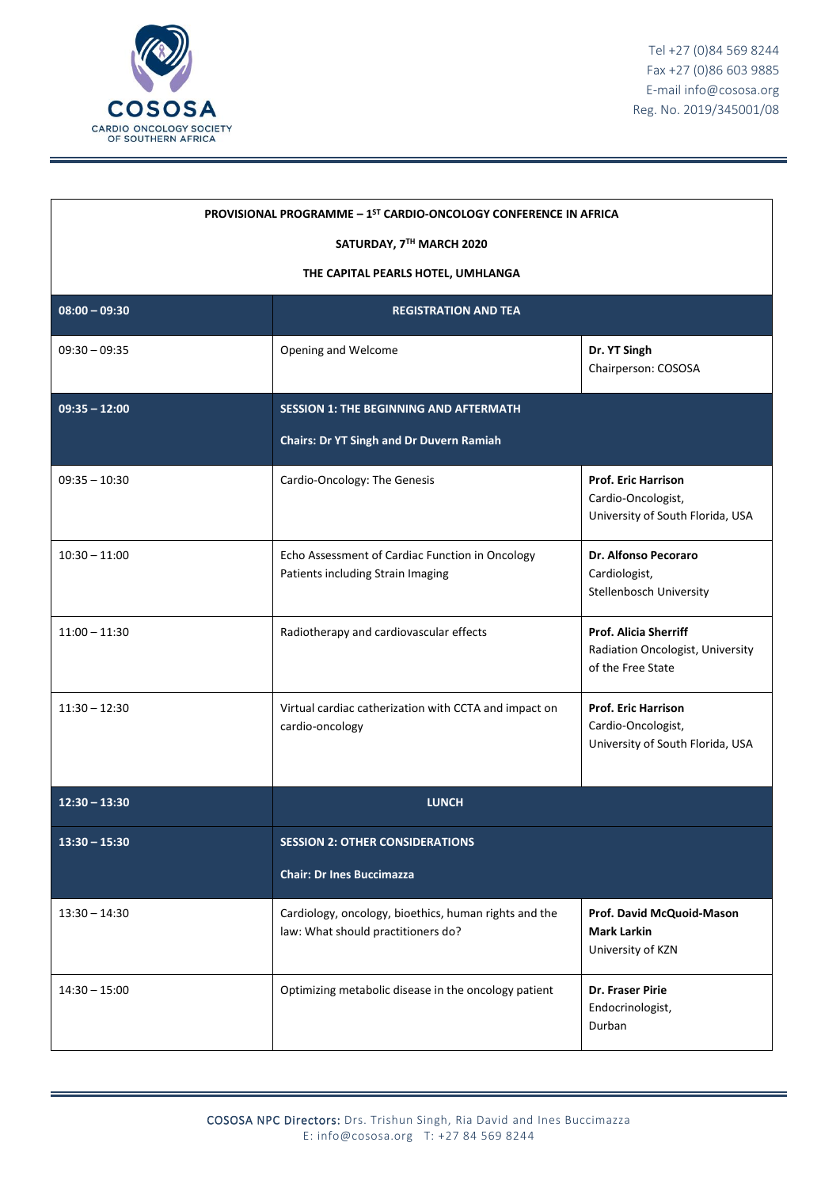**COSOSA**
CARDIO ONCOLOGY SOCIETY OF SOUTHERN AFRICA

Tel +27 (0)84 569 8244
Fax +27 (0)86 603 9885
E-mail info@cososa.org
Reg. No. 2019/345001/08

**PROVISIONAL PROGRAMME – 1ST CARDIO-ONCOLOGY CONFERENCE IN AFRICA**

**SATURDAY, 7TH MARCH 2020**

**THE CAPITAL PEARLS HOTEL, UMHLANGA**

| | | |
|---|---|---|
| **08:00 – 09:30** | **REGISTRATION AND TEA** | |
| 09:30 – 09:35 | Opening and Welcome | **Dr. YT Singh**<br>Chairperson: COSOSA |
| **09:35 – 12:00** | **SESSION 1: THE BEGINNING AND AFTERMATH**<br>**Chairs: Dr YT Singh and Dr Duvern Ramiah** | |
| 09:35 – 10:30 | Cardio-Oncology: The Genesis | **Prof. Eric Harrison**<br>Cardio-Oncologist,<br>University of South Florida, USA |
| 10:30 – 11:00 | Echo Assessment of Cardiac Function in Oncology Patients including Strain Imaging | **Dr. Alfonso Pecoraro**<br>Cardiologist,<br>Stellenbosch University |
| 11:00 – 11:30 | Radiotherapy and cardiovascular effects | **Prof. Alicia Sherriff**<br>Radiation Oncologist, University of the Free State |
| 11:30 – 12:30 | Virtual cardiac catherization with CCTA and impact on cardio-oncology | **Prof. Eric Harrison**<br>Cardio-Oncologist,<br>University of South Florida, USA |
| **12:30 – 13:30** | **LUNCH** | |
| **13:30 – 15:30** | **SESSION 2: OTHER CONSIDERATIONS**<br>**Chair: Dr Ines Buccimazza** | |
| 13:30 – 14:30 | Cardiology, oncology, bioethics, human rights and the law: What should practitioners do? | **Prof. David McQuoid-Mason**<br>**Mark Larkin**<br>University of KZN |
| 14:30 – 15:00 | Optimizing metabolic disease in the oncology patient | **Dr. Fraser Pirie**<br>Endocrinologist,<br>Durban |

COSOSA NPC Directors: Drs. Trishun Singh, Ria David and Ines Buccimazza
E: info@cososa.org T: +27 84 569 8244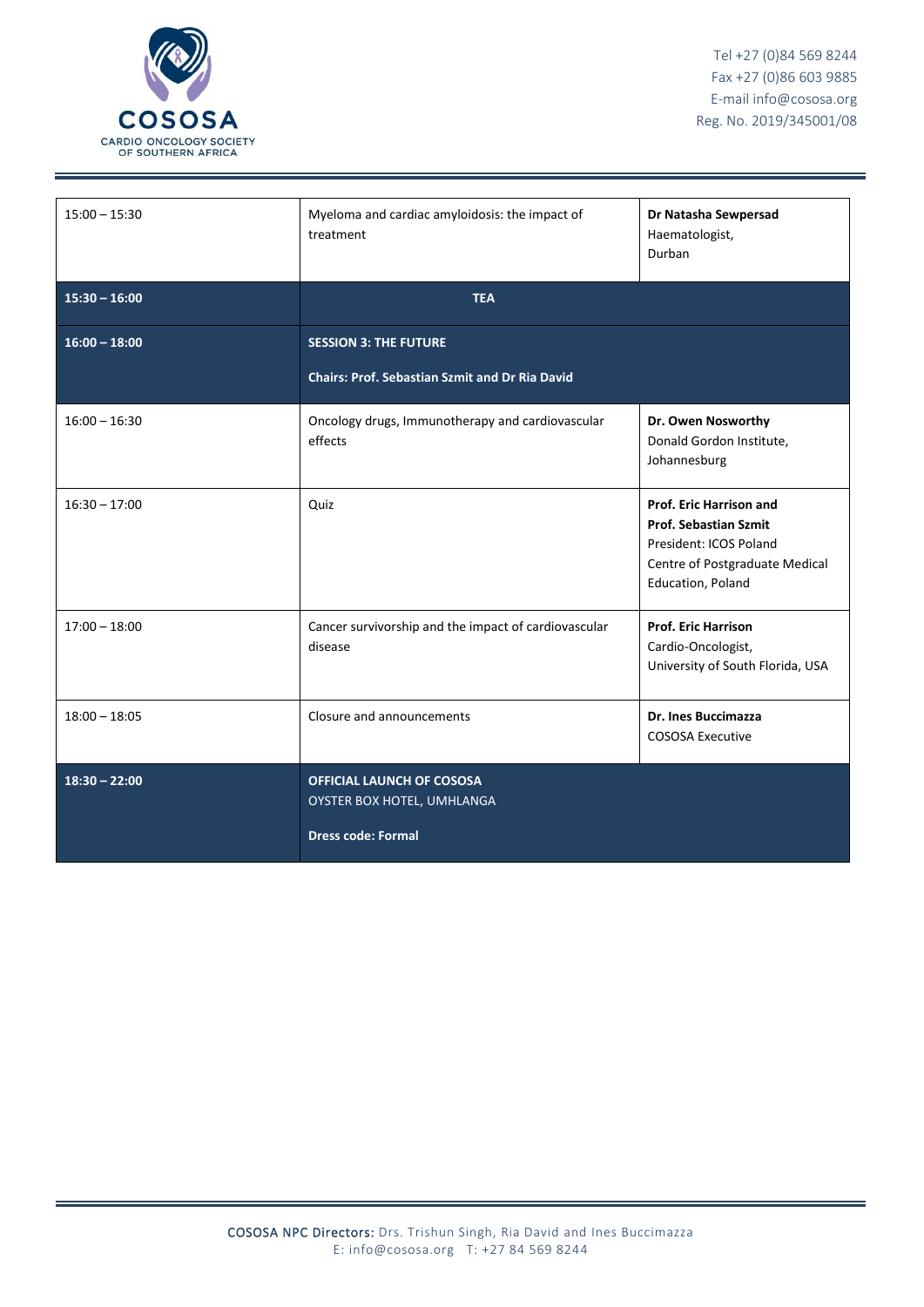| | | |
|---|---|---|
| 15:00 – 15:30 | Myeloma and cardiac amyloidosis: the impact of treatment | **Dr Natasha Sewpersad** Haematologist, Durban |
| **15:30 – 16:00** | **TEA** | |
| **16:00 – 18:00** | **SESSION 3: THE FUTURE** **Chairs: Prof. Sebastian Szmit and Dr Ria David** | |
| 16:00 – 16:30 | Oncology drugs, Immunotherapy and cardiovascular effects | **Dr. Owen Nosworthy** Donald Gordon Institute, Johannesburg |
| 16:30 – 17:00 | Quiz | **Prof. Eric Harrison and Prof. Sebastian Szmit** President: ICOS Poland Centre of Postgraduate Medical Education, Poland |
| 17:00 – 18:00 | Cancer survivorship and the impact of cardiovascular disease | **Prof. Eric Harrison** Cardio-Oncologist, University of South Florida, USA |
| 18:00 – 18:05 | Closure and announcements | **Dr. Ines Buccimazza** COSOSA Executive |
| **18:30 – 22:00** | **OFFICIAL LAUNCH OF COSOSA** OYSTER BOX HOTEL, UMHLANGA **Dress code: Formal** | |

COSOSA NPC Directors: Drs. Trishun Singh, Ria David and Ines Buccimazza
E: info@cososa.org T: +27 84 569 8244